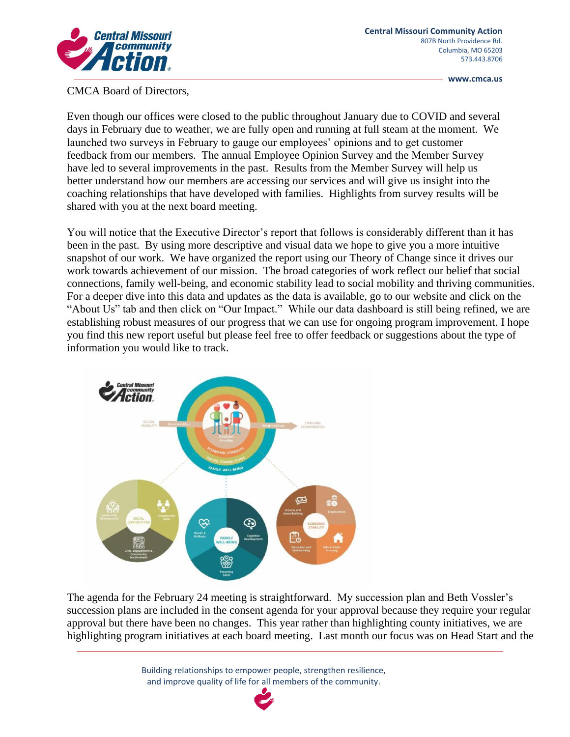CMCA Board of Directors,

Even though our offices were closed to the public throughout January due to COVID and several days in February due to weather, we are fully open and running at full steam at the moment. We launched two surveys in February to gauge our employees' opinions and to get customer feedback from our members. The annual Employee Opinion Survey and the Member Survey have led to several improvements in the past. Results from the Member Survey will help us better understand how our members are accessing our services and will give us insight into the coaching relationships that have developed with families. Highlights from survey results will be shared with you at the next board meeting.

You will notice that the Executive Director's report that follows is considerably different than it has been in the past. By using more descriptive and visual data we hope to give you a more intuitive snapshot of our work. We have organized the report using our Theory of Change since it drives our work towards achievement of our mission. The broad categories of work reflect our belief that social connections, family well-being, and economic stability lead to social mobility and thriving communities. For a deeper dive into this data and updates as the data is available, go to our website and click on the "About Us" tab and then click on "Our Impact." While our data dashboard is still being refined, we are establishing robust measures of our progress that we can use for ongoing program improvement. I hope you find this new report useful but please feel free to offer feedback or suggestions about the type of information you would like to track.

The agenda for the February 24 meeting is straightforward. My succession plan and Beth Vossler's succession plans are included in the consent agenda for your approval because they require your regular approval but there have been no changes. This year rather than highlighting county initiatives, we are highlighting program initiatives at each board meeting. Last month our focus was on Head Start and the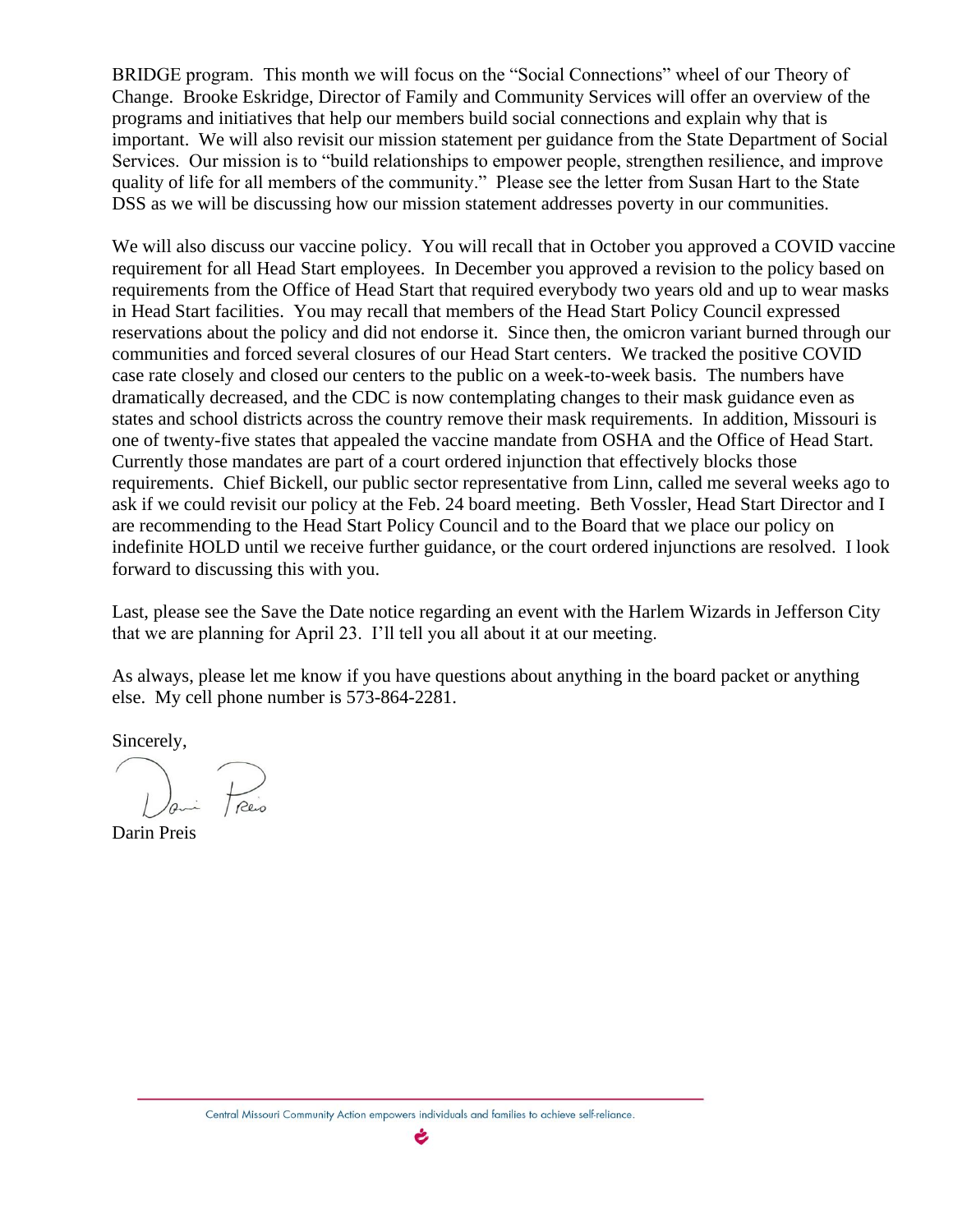BRIDGE program. This month we will focus on the "Social Connections" wheel of our Theory of Change. Brooke Eskridge, Director of Family and Community Services will offer an overview of the programs and initiatives that help our members build social connections and explain why that is important. We will also revisit our mission statement per guidance from the State Department of Social Services. Our mission is to "build relationships to empower people, strengthen resilience, and improve quality of life for all members of the community." Please see the letter from Susan Hart to the State DSS as we will be discussing how our mission statement addresses poverty in our communities.

We will also discuss our vaccine policy. You will recall that in October you approved a COVID vaccine requirement for all Head Start employees. In December you approved a revision to the policy based on requirements from the Office of Head Start that required everybody two years old and up to wear masks in Head Start facilities. You may recall that members of the Head Start Policy Council expressed reservations about the policy and did not endorse it. Since then, the omicron variant burned through our communities and forced several closures of our Head Start centers. We tracked the positive COVID case rate closely and closed our centers to the public on a week-to-week basis. The numbers have dramatically decreased, and the CDC is now contemplating changes to their mask guidance even as states and school districts across the country remove their mask requirements. In addition, Missouri is one of twenty-five states that appealed the vaccine mandate from OSHA and the Office of Head Start. Currently those mandates are part of a court ordered injunction that effectively blocks those requirements. Chief Bickell, our public sector representative from Linn, called me several weeks ago to ask if we could revisit our policy at the Feb. 24 board meeting. Beth Vossler, Head Start Director and I are recommending to the Head Start Policy Council and to the Board that we place our policy on indefinite HOLD until we receive further guidance, or the court ordered injunctions are resolved. I look forward to discussing this with you.

Last, please see the Save the Date notice regarding an event with the Harlem Wizards in Jefferson City that we are planning for April 23. I'll tell you all about it at our meeting.

As always, please let me know if you have questions about anything in the board packet or anything else. My cell phone number is 573-864-2281.

Sincerely,

Darin Preis

Central Missouri Community Action empowers individuals and families to achieve self-reliance.